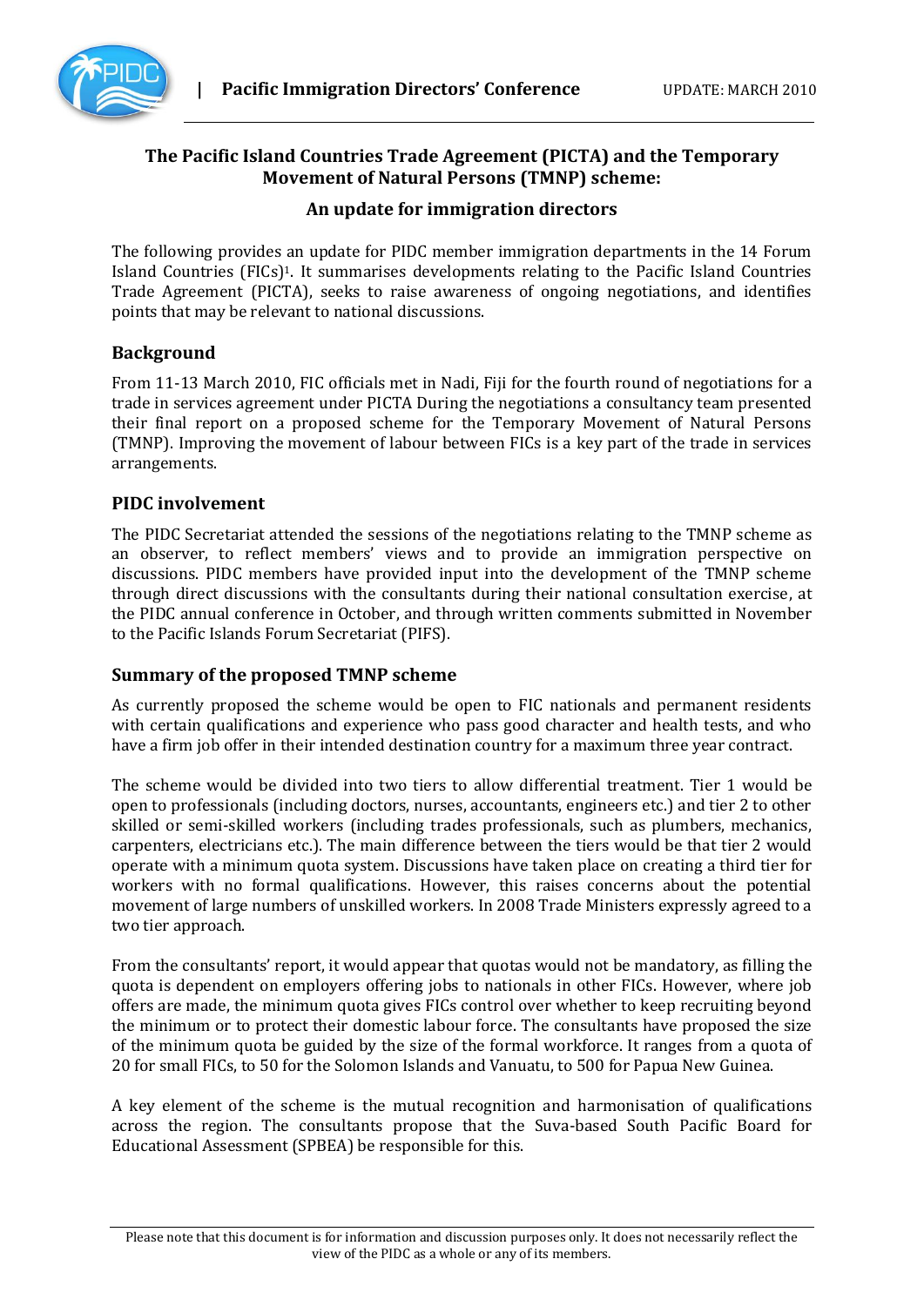# The Pacific Island Countries Trade Agreement (PICTA) and the Temporary Movement of Natural Persons (TMNP) scheme:

## An update for immigration directors

The following provides an update for PIDC member immigration departments in the 14 Forum Island Countries (FICs)[1]. It summarises developments relating to the Pacific Island Countries Trade Agreement (PICTA), seeks to raise awareness of ongoing negotiations, and identifies points that may be relevant to national discussions.

## Background

From 11-13 March 2010, FIC officials met in Nadi, Fiji for the fourth round of negotiations for a trade in services agreement under PICTA During the negotiations a consultancy team presented their final report on a proposed scheme for the Temporary Movement of Natural Persons (TMNP). Improving the movement of labour between FICs is a key part of the trade in services arrangements.

## PIDC involvement

The PIDC Secretariat attended the sessions of the negotiations relating to the TMNP scheme as an observer, to reflect members' views and to provide an immigration perspective on discussions. PIDC members have provided input into the development of the TMNP scheme through direct discussions with the consultants during their national consultation exercise, at the PIDC annual conference in October, and through written comments submitted in November to the Pacific Islands Forum Secretariat (PIFS).

## Summary of the proposed TMNP scheme

As currently proposed the scheme would be open to FIC nationals and permanent residents with certain qualifications and experience who pass good character and health tests, and who have a firm job offer in their intended destination country for a maximum three year contract.

The scheme would be divided into two tiers to allow differential treatment. Tier 1 would be open to professionals (including doctors, nurses, accountants, engineers etc.) and tier 2 to other skilled or semi-skilled workers (including trades professionals, such as plumbers, mechanics, carpenters, electricians etc.). The main difference between the tiers would be that tier 2 would operate with a minimum quota system. Discussions have taken place on creating a third tier for workers with no formal qualifications. However, this raises concerns about the potential movement of large numbers of unskilled workers. In 2008 Trade Ministers expressly agreed to a two tier approach.

From the consultants' report, it would appear that quotas would not be mandatory, as filling the quota is dependent on employers offering jobs to nationals in other FICs. However, where job offers are made, the minimum quota gives FICs control over whether to keep recruiting beyond the minimum or to protect their domestic labour force. The consultants have proposed the size of the minimum quota be guided by the size of the formal workforce. It ranges from a quota of 20 for small FICs, to 50 for the Solomon Islands and Vanuatu, to 500 for Papua New Guinea.

A key element of the scheme is the mutual recognition and harmonisation of qualifications across the region. The consultants propose that the Suva-based South Pacific Board for Educational Assessment (SPBEA) be responsible for this.

Please note that this document is for information and discussion purposes only. It does not necessarily reflect the view of the PIDC as a whole or any of its members.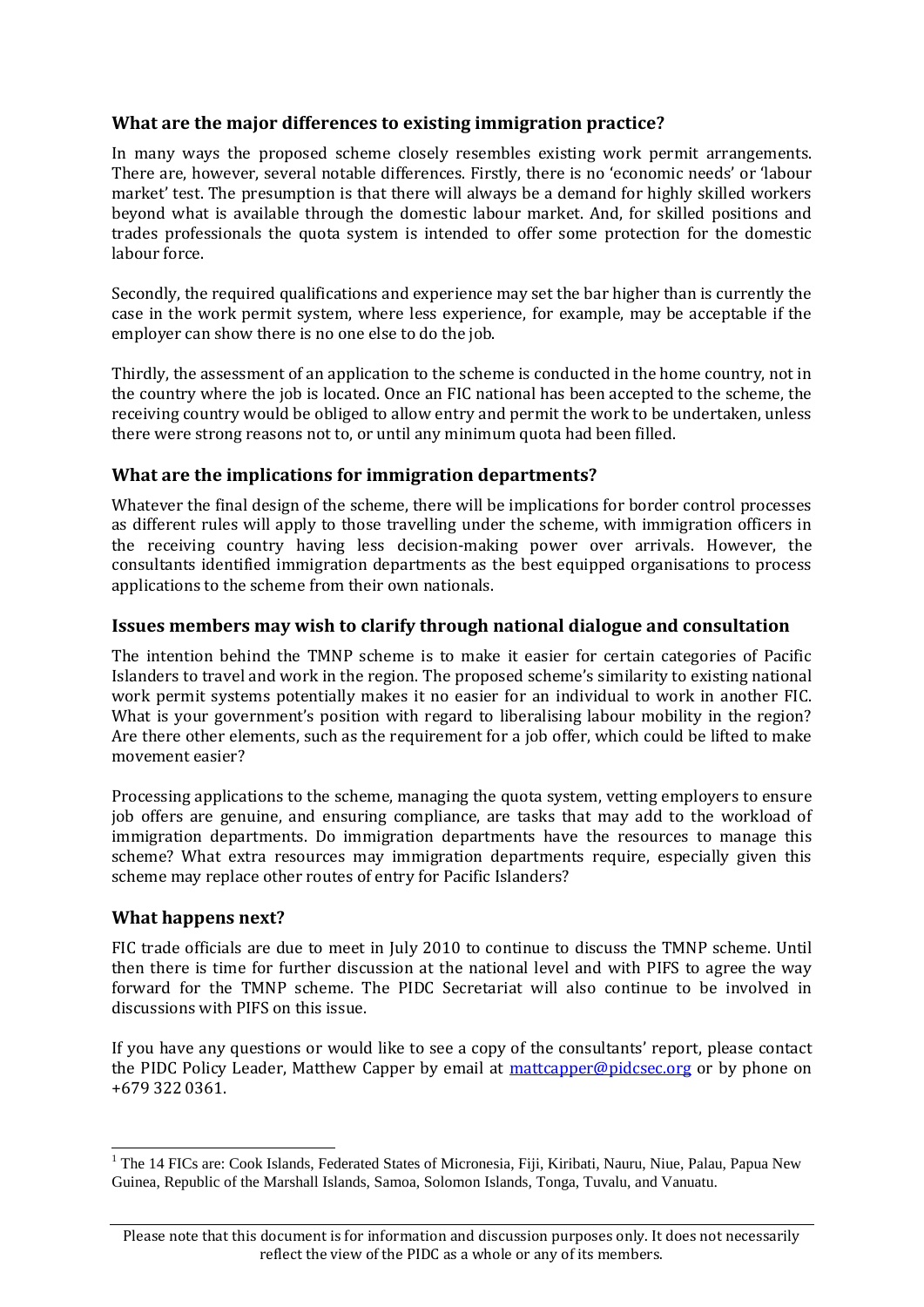## What are the major differences to existing immigration practice?

In many ways the proposed scheme closely resembles existing work permit arrangements. There are, however, several notable differences. Firstly, there is no 'economic needs' or 'labour market' test. The presumption is that there will always be a demand for highly skilled workers beyond what is available through the domestic labour market. And, for skilled positions and trades professionals the quota system is intended to offer some protection for the domestic labour force.

Secondly, the required qualifications and experience may set the bar higher than is currently the case in the work permit system, where less experience, for example, may be acceptable if the employer can show there is no one else to do the job.

Thirdly, the assessment of an application to the scheme is conducted in the home country, not in the country where the job is located. Once an FIC national has been accepted to the scheme, the receiving country would be obliged to allow entry and permit the work to be undertaken, unless there were strong reasons not to, or until any minimum quota had been filled.

## What are the implications for immigration departments?

Whatever the final design of the scheme, there will be implications for border control processes as different rules will apply to those travelling under the scheme, with immigration officers in the receiving country having less decision-making power over arrivals. However, the consultants identified immigration departments as the best equipped organisations to process applications to the scheme from their own nationals.

## Issues members may wish to clarify through national dialogue and consultation

The intention behind the TMNP scheme is to make it easier for certain categories of Pacific Islanders to travel and work in the region. The proposed scheme's similarity to existing national work permit systems potentially makes it no easier for an individual to work in another FIC. What is your government's position with regard to liberalising labour mobility in the region? Are there other elements, such as the requirement for a job offer, which could be lifted to make movement easier?

Processing applications to the scheme, managing the quota system, vetting employers to ensure job offers are genuine, and ensuring compliance, are tasks that may add to the workload of immigration departments. Do immigration departments have the resources to manage this scheme? What extra resources may immigration departments require, especially given this scheme may replace other routes of entry for Pacific Islanders?

## What happens next?

FIC trade officials are due to meet in July 2010 to continue to discuss the TMNP scheme. Until then there is time for further discussion at the national level and with PIFS to agree the way forward for the TMNP scheme. The PIDC Secretariat will also continue to be involved in discussions with PIFS on this issue.

If you have any questions or would like to see a copy of the consultants' report, please contact the PIDC Policy Leader, Matthew Capper by email at mattcapper@pidcsec.org or by phone on +679 322 0361.

---

[1] The 14 FICs are: Cook Islands, Federated States of Micronesia, Fiji, Kiribati, Nauru, Niue, Palau, Papua New Guinea, Republic of the Marshall Islands, Samoa, Solomon Islands, Tonga, Tuvalu, and Vanuatu.

Please note that this document is for information and discussion purposes only. It does not necessarily reflect the view of the PIDC as a whole or any of its members.